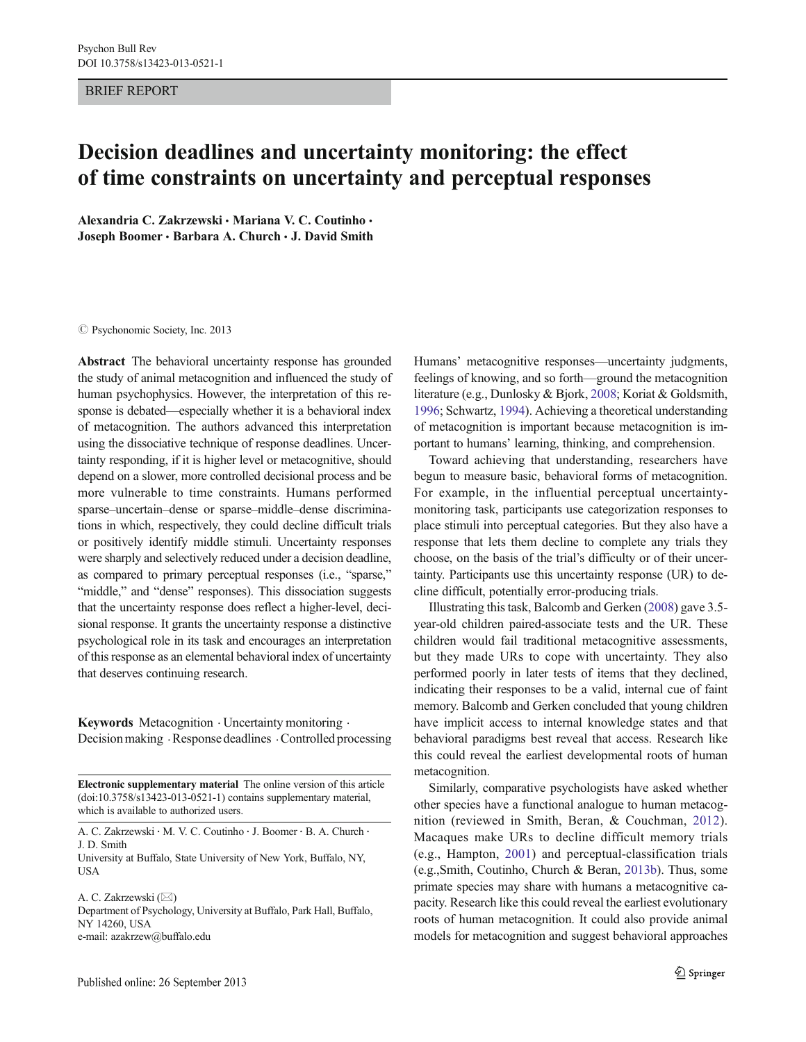BRIEF REPORT

# Decision deadlines and uncertainty monitoring: the effect of time constraints on uncertainty and perceptual responses

**Alexandria C. Zakrzewski · Mariana V. C. Coutinho · Joseph Boomer · Barbara A. Church · J. David Smith**

© Psychonomic Society, Inc. 2013

**Abstract** The behavioral uncertainty response has grounded the study of animal metacognition and influenced the study of human psychophysics. However, the interpretation of this response is debated—especially whether it is a behavioral index of metacognition. The authors advanced this interpretation using the dissociative technique of response deadlines. Uncertainty responding, if it is higher level or metacognitive, should depend on a slower, more controlled decisional process and be more vulnerable to time constraints. Humans performed sparse–uncertain–dense or sparse–middle–dense discriminations in which, respectively, they could decline difficult trials or positively identify middle stimuli. Uncertainty responses were sharply and selectively reduced under a decision deadline, as compared to primary perceptual responses (i.e., "sparse," "middle," and "dense" responses). This dissociation suggests that the uncertainty response does reflect a higher-level, decisional response. It grants the uncertainty response a distinctive psychological role in its task and encourages an interpretation of this response as an elemental behavioral index of uncertainty that deserves continuing research.

**Keywords** Metacognition · Uncertainty monitoring · Decision making · Response deadlines · Controlled processing

**Electronic supplementary material** The online version of this article (doi:10.3758/s13423-013-0521-1) contains supplementary material, which is available to authorized users.

A. C. Zakrzewski · M. V. C. Coutinho · J. Boomer · B. A. Church · J. D. Smith
University at Buffalo, State University of New York, Buffalo, NY, USA

A. C. Zakrzewski (✉)
Department of Psychology, University at Buffalo, Park Hall, Buffalo, NY 14260, USA
e-mail: azakrzew@buffalo.edu

Published online: 26 September 2013

Humans' metacognitive responses—uncertainty judgments, feelings of knowing, and so forth—ground the metacognition literature (e.g., Dunlosky & Bjork, 2008; Koriat & Goldsmith, 1996; Schwartz, 1994). Achieving a theoretical understanding of metacognition is important because metacognition is important to humans' learning, thinking, and comprehension.

Toward achieving that understanding, researchers have begun to measure basic, behavioral forms of metacognition. For example, in the influential perceptual uncertainty-monitoring task, participants use categorization responses to place stimuli into perceptual categories. But they also have a response that lets them decline to complete any trials they choose, on the basis of the trial's difficulty or of their uncertainty. Participants use this uncertainty response (UR) to decline difficult, potentially error-producing trials.

Illustrating this task, Balcomb and Gerken (2008) gave 3.5-year-old children paired-associate tests and the UR. These children would fail traditional metacognitive assessments, but they made URs to cope with uncertainty. They also performed poorly in later tests of items that they declined, indicating their responses to be a valid, internal cue of faint memory. Balcomb and Gerken concluded that young children have implicit access to internal knowledge states and that behavioral paradigms best reveal that access. Research like this could reveal the earliest developmental roots of human metacognition.

Similarly, comparative psychologists have asked whether other species have a functional analogue to human metacognition (reviewed in Smith, Beran, & Couchman, 2012). Macaques make URs to decline difficult memory trials (e.g., Hampton, 2001) and perceptual-classification trials (e.g.,Smith, Coutinho, Church & Beran, 2013b). Thus, some primate species may share with humans a metacognitive capacity. Research like this could reveal the earliest evolutionary roots of human metacognition. It could also provide animal models for metacognition and suggest behavioral approaches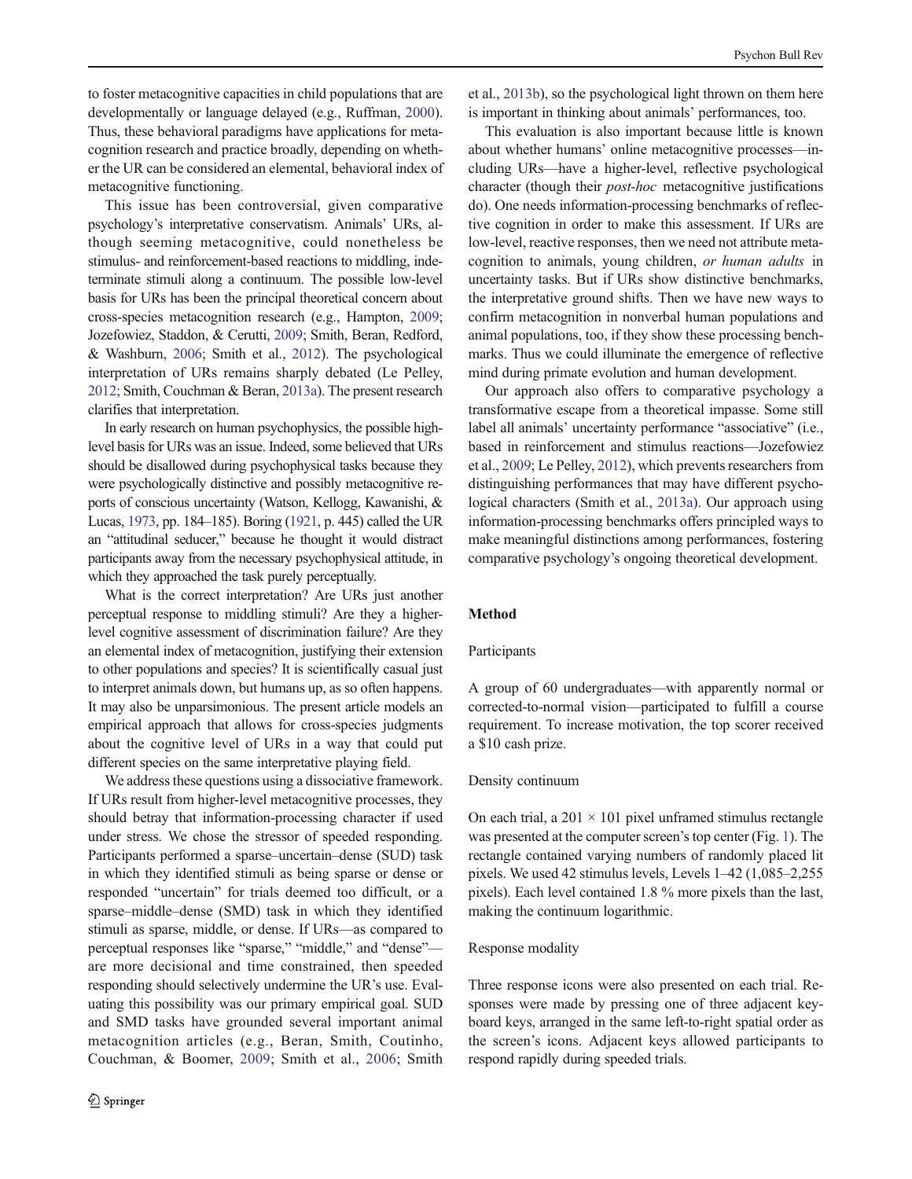to foster metacognitive capacities in child populations that are developmentally or language delayed (e.g., Ruffman, 2000). Thus, these behavioral paradigms have applications for metacognition research and practice broadly, depending on whether the UR can be considered an elemental, behavioral index of metacognitive functioning.

This issue has been controversial, given comparative psychology's interpretative conservatism. Animals' URs, although seeming metacognitive, could nonetheless be stimulus- and reinforcement-based reactions to middling, indeterminate stimuli along a continuum. The possible low-level basis for URs has been the principal theoretical concern about cross-species metacognition research (e.g., Hampton, 2009; Jozefowiez, Staddon, & Cerutti, 2009; Smith, Beran, Redford, & Washburn, 2006; Smith et al., 2012). The psychological interpretation of URs remains sharply debated (Le Pelley, 2012; Smith, Couchman & Beran, 2013a). The present research clarifies that interpretation.

In early research on human psychophysics, the possible high-level basis for URs was an issue. Indeed, some believed that URs should be disallowed during psychophysical tasks because they were psychologically distinctive and possibly metacognitive reports of conscious uncertainty (Watson, Kellogg, Kawanishi, & Lucas, 1973, pp. 184–185). Boring (1921, p. 445) called the UR an "attitudinal seducer," because he thought it would distract participants away from the necessary psychophysical attitude, in which they approached the task purely perceptually.

What is the correct interpretation? Are URs just another perceptual response to middling stimuli? Are they a higher-level cognitive assessment of discrimination failure? Are they an elemental index of metacognition, justifying their extension to other populations and species? It is scientifically casual just to interpret animals down, but humans up, as so often happens. It may also be unparsimonious. The present article models an empirical approach that allows for cross-species judgments about the cognitive level of URs in a way that could put different species on the same interpretative playing field.

We address these questions using a dissociative framework. If URs result from higher-level metacognitive processes, they should betray that information-processing character if used under stress. We chose the stressor of speeded responding. Participants performed a sparse–uncertain–dense (SUD) task in which they identified stimuli as being sparse or dense or responded "uncertain" for trials deemed too difficult, or a sparse–middle–dense (SMD) task in which they identified stimuli as sparse, middle, or dense. If URs—as compared to perceptual responses like "sparse," "middle," and "dense"—are more decisional and time constrained, then speeded responding should selectively undermine the UR's use. Evaluating this possibility was our primary empirical goal. SUD and SMD tasks have grounded several important animal metacognition articles (e.g., Beran, Smith, Coutinho, Couchman, & Boomer, 2009; Smith et al., 2006; Smith et al., 2013b), so the psychological light thrown on them here is important in thinking about animals' performances, too.

This evaluation is also important because little is known about whether humans' online metacognitive processes—including URs—have a higher-level, reflective psychological character (though their *post-hoc* metacognitive justifications do). One needs information-processing benchmarks of reflective cognition in order to make this assessment. If URs are low-level, reactive responses, then we need not attribute metacognition to animals, young children, *or human adults* in uncertainty tasks. But if URs show distinctive benchmarks, the interpretative ground shifts. Then we have new ways to confirm metacognition in nonverbal human populations and animal populations, too, if they show these processing benchmarks. Thus we could illuminate the emergence of reflective mind during primate evolution and human development.

Our approach also offers to comparative psychology a transformative escape from a theoretical impasse. Some still label all animals' uncertainty performance "associative" (i.e., based in reinforcement and stimulus reactions—Jozefowiez et al., 2009; Le Pelley, 2012), which prevents researchers from distinguishing performances that may have different psychological characters (Smith et al., 2013a). Our approach using information-processing benchmarks offers principled ways to make meaningful distinctions among performances, fostering comparative psychology's ongoing theoretical development.

## Method

### Participants

A group of 60 undergraduates—with apparently normal or corrected-to-normal vision—participated to fulfill a course requirement. To increase motivation, the top scorer received a $10 cash prize.

### Density continuum

On each trial, a 201 × 101 pixel unframed stimulus rectangle was presented at the computer screen's top center (Fig. 1). The rectangle contained varying numbers of randomly placed lit pixels. We used 42 stimulus levels, Levels 1–42 (1,085–2,255 pixels). Each level contained 1.8 % more pixels than the last, making the continuum logarithmic.

### Response modality

Three response icons were also presented on each trial. Responses were made by pressing one of three adjacent keyboard keys, arranged in the same left-to-right spatial order as the screen's icons. Adjacent keys allowed participants to respond rapidly during speeded trials.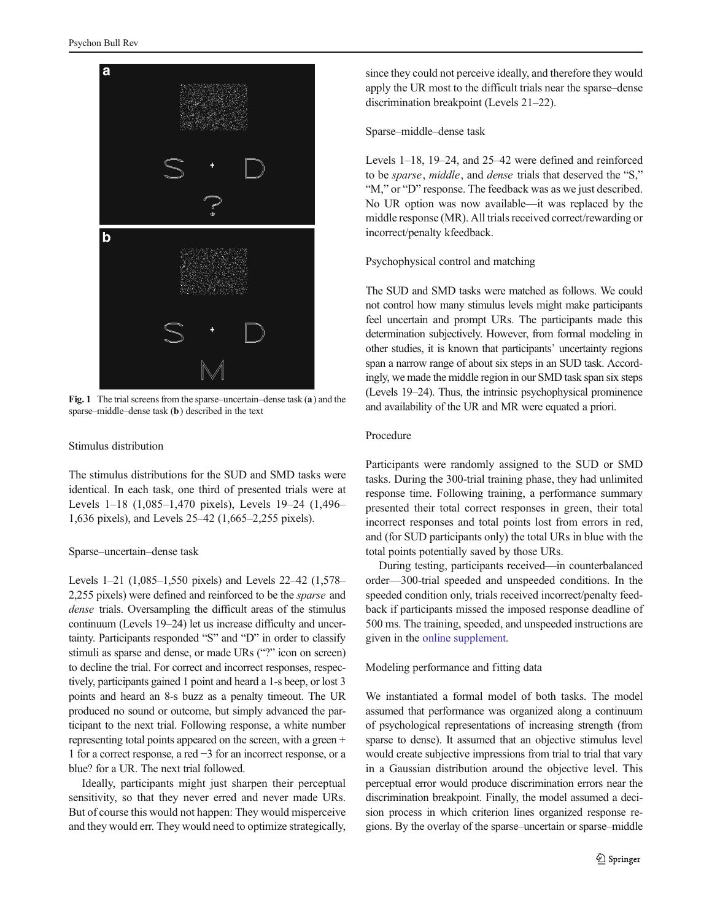Fig. 1 The trial screens from the sparse–uncertain–dense task (**a**) and the sparse–middle–dense task (**b**) described in the text

### Stimulus distribution

The stimulus distributions for the SUD and SMD tasks were identical. In each task, one third of presented trials were at Levels 1–18 (1,085–1,470 pixels), Levels 19–24 (1,496–1,636 pixels), and Levels 25–42 (1,665–2,255 pixels).

### Sparse–uncertain–dense task

Levels 1–21 (1,085–1,550 pixels) and Levels 22–42 (1,578–2,255 pixels) were defined and reinforced to be the *sparse* and *dense* trials. Oversampling the difficult areas of the stimulus continuum (Levels 19–24) let us increase difficulty and uncertainty. Participants responded "S" and "D" in order to classify stimuli as sparse and dense, or made URs ("?" icon on screen) to decline the trial. For correct and incorrect responses, respectively, participants gained 1 point and heard a 1-s beep, or lost 3 points and heard an 8-s buzz as a penalty timeout. The UR produced no sound or outcome, but simply advanced the participant to the next trial. Following response, a white number representing total points appeared on the screen, with a green + 1 for a correct response, a red −3 for an incorrect response, or a blue? for a UR. The next trial followed.

Ideally, participants might just sharpen their perceptual sensitivity, so that they never erred and never made URs. But of course this would not happen: They would misperceive and they would err. They would need to optimize strategically, since they could not perceive ideally, and therefore they would apply the UR most to the difficult trials near the sparse–dense discrimination breakpoint (Levels 21–22).

### Sparse–middle–dense task

Levels 1–18, 19–24, and 25–42 were defined and reinforced to be *sparse*, *middle*, and *dense* trials that deserved the "S," "M," or "D" response. The feedback was as we just described. No UR option was now available—it was replaced by the middle response (MR). All trials received correct/rewarding or incorrect/penalty kfeedback.

### Psychophysical control and matching

The SUD and SMD tasks were matched as follows. We could not control how many stimulus levels might make participants feel uncertain and prompt URs. The participants made this determination subjectively. However, from formal modeling in other studies, it is known that participants' uncertainty regions span a narrow range of about six steps in an SUD task. Accordingly, we made the middle region in our SMD task span six steps (Levels 19–24). Thus, the intrinsic psychophysical prominence and availability of the UR and MR were equated a priori.

### Procedure

Participants were randomly assigned to the SUD or SMD tasks. During the 300-trial training phase, they had unlimited response time. Following training, a performance summary presented their total correct responses in green, their total incorrect responses and total points lost from errors in red, and (for SUD participants only) the total URs in blue with the total points potentially saved by those URs.

During testing, participants received—in counterbalanced order—300-trial speeded and unspeeded conditions. In the speeded condition only, trials received incorrect/penalty feedback if participants missed the imposed response deadline of 500 ms. The training, speeded, and unspeeded instructions are given in the online supplement.

### Modeling performance and fitting data

We instantiated a formal model of both tasks. The model assumed that performance was organized along a continuum of psychological representations of increasing strength (from sparse to dense). It assumed that an objective stimulus level would create subjective impressions from trial to trial that vary in a Gaussian distribution around the objective level. This perceptual error would produce discrimination errors near the discrimination breakpoint. Finally, the model assumed a decision process in which criterion lines organized response regions. By the overlay of the sparse–uncertain or sparse–middle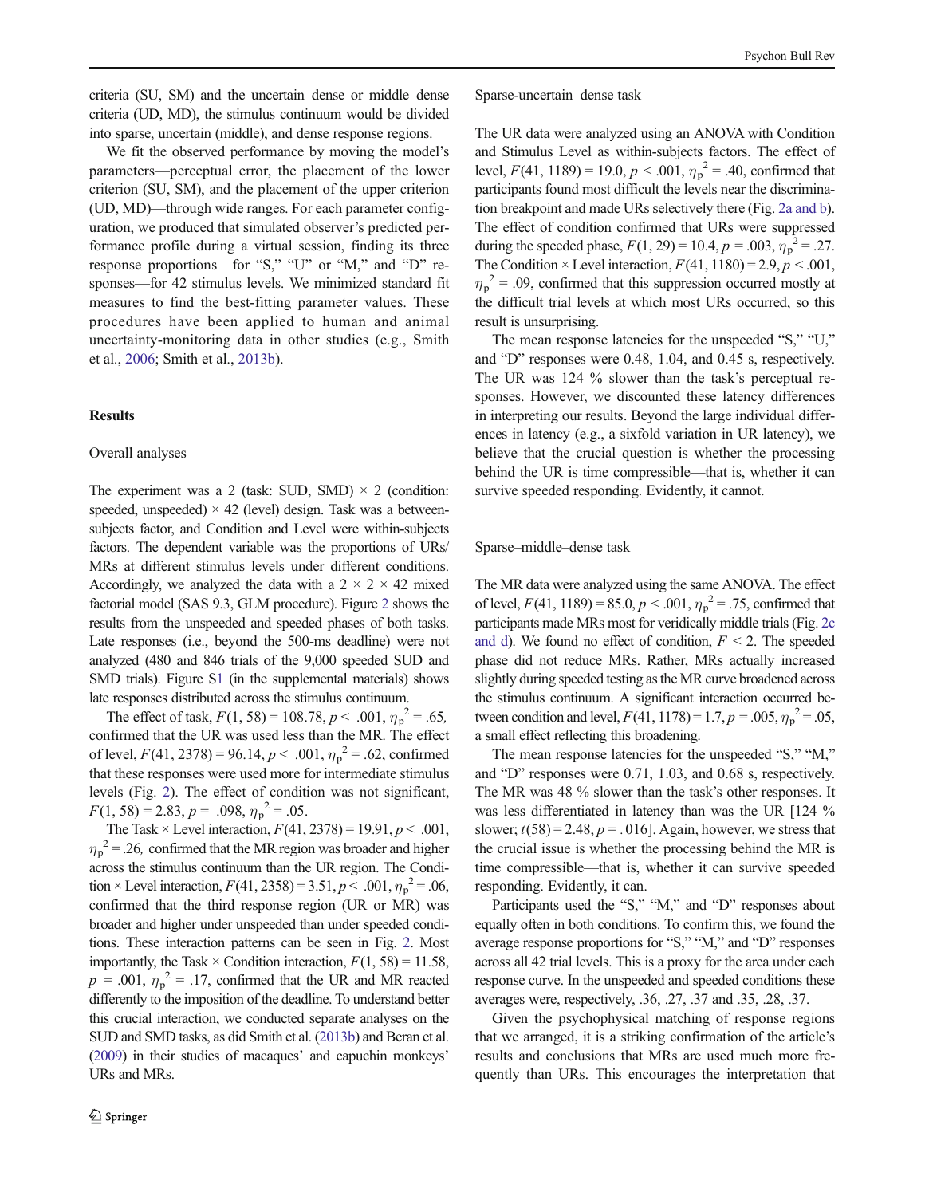criteria (SU, SM) and the uncertain–dense or middle–dense criteria (UD, MD), the stimulus continuum would be divided into sparse, uncertain (middle), and dense response regions.

We fit the observed performance by moving the model's parameters—perceptual error, the placement of the lower criterion (SU, SM), and the placement of the upper criterion (UD, MD)—through wide ranges. For each parameter configuration, we produced that simulated observer's predicted performance profile during a virtual session, finding its three response proportions—for "S," "U" or "M," and "D" responses—for 42 stimulus levels. We minimized standard fit measures to find the best-fitting parameter values. These procedures have been applied to human and animal uncertainty-monitoring data in other studies (e.g., Smith et al., 2006; Smith et al., 2013b).

## Results

### Overall analyses

The experiment was a 2 (task: SUD, SMD) × 2 (condition: speeded, unspeeded) × 42 (level) design. Task was a between-subjects factor, and Condition and Level were within-subjects factors. The dependent variable was the proportions of URs/MRs at different stimulus levels under different conditions. Accordingly, we analyzed the data with a 2 × 2 × 42 mixed factorial model (SAS 9.3, GLM procedure). Figure 2 shows the results from the unspeeded and speeded phases of both tasks. Late responses (i.e., beyond the 500-ms deadline) were not analyzed (480 and 846 trials of the 9,000 speeded SUD and SMD trials). Figure S1 (in the supplemental materials) shows late responses distributed across the stimulus continuum.

The effect of task, $F(1, 58) = 108.78$, $p < .001$, $\eta_p^2 = .65$, confirmed that the UR was used less than the MR. The effect of level, $F(41, 2378) = 96.14$, $p < .001$, $\eta_p^2 = .62$, confirmed that these responses were used more for intermediate stimulus levels (Fig. 2). The effect of condition was not significant, $F(1, 58) = 2.83$, $p = .098$, $\eta_p^2 = .05$.

The Task × Level interaction, $F(41, 2378) = 19.91$, $p < .001$, $\eta_p^2 = .26$, confirmed that the MR region was broader and higher across the stimulus continuum than the UR region. The Condition × Level interaction, $F(41, 2358) = 3.51$, $p < .001$, $\eta_p^2 = .06$, confirmed that the third response region (UR or MR) was broader and higher under unspeeded than under speeded conditions. These interaction patterns can be seen in Fig. 2. Most importantly, the Task × Condition interaction, $F(1, 58) = 11.58$, $p = .001$, $\eta_p^2 = .17$, confirmed that the UR and MR reacted differently to the imposition of the deadline. To understand better this crucial interaction, we conducted separate analyses on the SUD and SMD tasks, as did Smith et al. (2013b) and Beran et al. (2009) in their studies of macaques' and capuchin monkeys' URs and MRs.

### Sparse-uncertain–dense task

The UR data were analyzed using an ANOVA with Condition and Stimulus Level as within-subjects factors. The effect of level, $F(41, 1189) = 19.0$, $p < .001$, $\eta_p^2 = .40$, confirmed that participants found most difficult the levels near the discrimination breakpoint and made URs selectively there (Fig. 2a and b). The effect of condition confirmed that URs were suppressed during the speeded phase, $F(1, 29) = 10.4$, $p = .003$, $\eta_p^2 = .27$. The Condition × Level interaction, $F(41, 1180) = 2.9$, $p < .001$, $\eta_p^2 = .09$, confirmed that this suppression occurred mostly at the difficult trial levels at which most URs occurred, so this result is unsurprising.

The mean response latencies for the unspeeded "S," "U," and "D" responses were 0.48, 1.04, and 0.45 s, respectively. The UR was 124 % slower than the task's perceptual responses. However, we discounted these latency differences in interpreting our results. Beyond the large individual differences in latency (e.g., a sixfold variation in UR latency), we believe that the crucial question is whether the processing behind the UR is time compressible—that is, whether it can survive speeded responding. Evidently, it cannot.

### Sparse–middle–dense task

The MR data were analyzed using the same ANOVA. The effect of level, $F(41, 1189) = 85.0$, $p < .001$, $\eta_p^2 = .75$, confirmed that participants made MRs most for veridically middle trials (Fig. 2c and d). We found no effect of condition, $F < 2$. The speeded phase did not reduce MRs. Rather, MRs actually increased slightly during speeded testing as the MR curve broadened across the stimulus continuum. A significant interaction occurred between condition and level, $F(41, 1178) = 1.7$, $p = .005$, $\eta_p^2 = .05$, a small effect reflecting this broadening.

The mean response latencies for the unspeeded "S," "M," and "D" responses were 0.71, 1.03, and 0.68 s, respectively. The MR was 48 % slower than the task's other responses. It was less differentiated in latency than was the UR [124 % slower; $t(58) = 2.48$, $p = .016$]. Again, however, we stress that the crucial issue is whether the processing behind the MR is time compressible—that is, whether it can survive speeded responding. Evidently, it can.

Participants used the "S," "M," and "D" responses about equally often in both conditions. To confirm this, we found the average response proportions for "S," "M," and "D" responses across all 42 trial levels. This is a proxy for the area under each response curve. In the unspeeded and speeded conditions these averages were, respectively, .36, .27, .37 and .35, .28, .37.

Given the psychophysical matching of response regions that we arranged, it is a striking confirmation of the article's results and conclusions that MRs are used much more frequently than URs. This encourages the interpretation that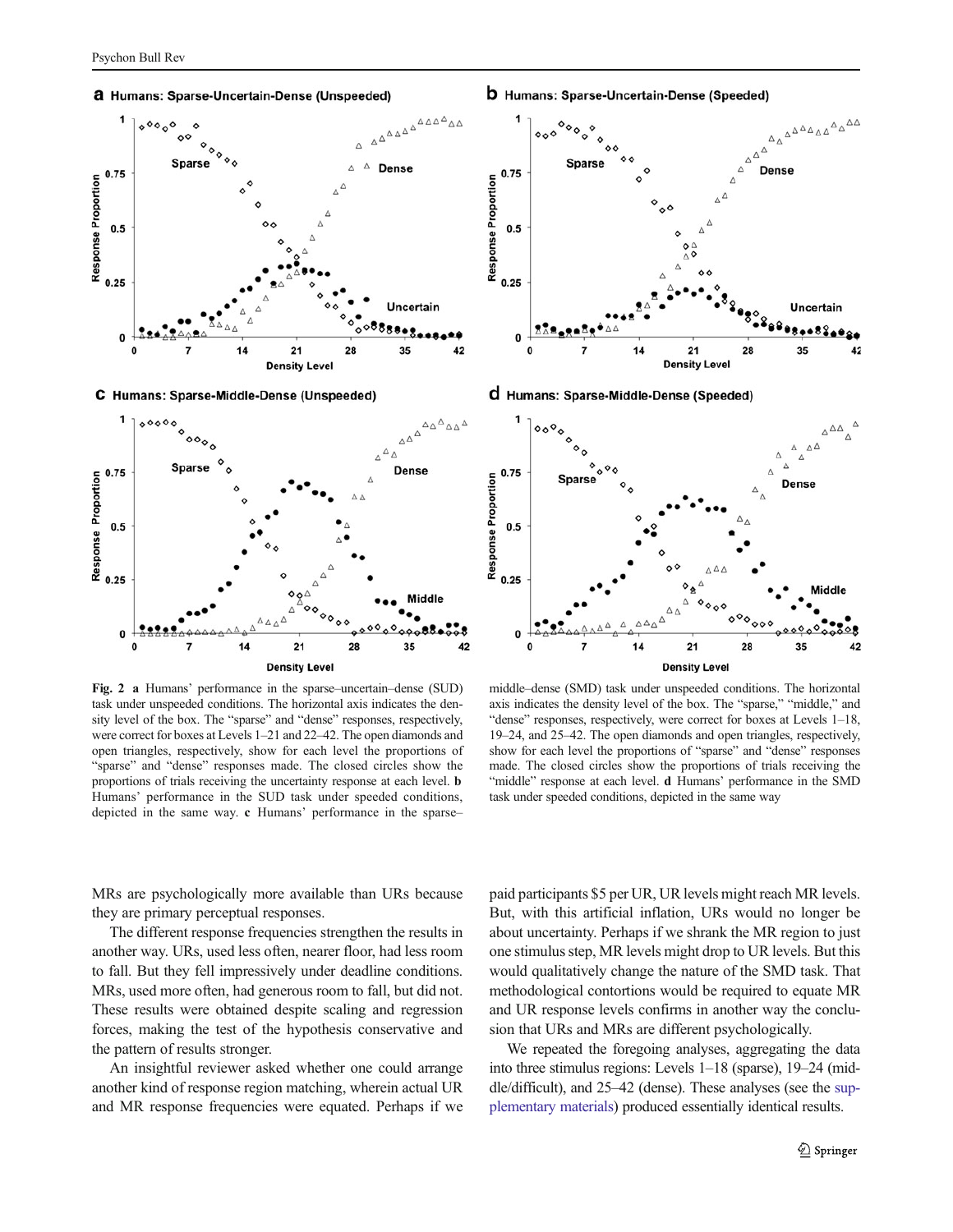**Fig. 2** **a** Humans' performance in the sparse–uncertain–dense (SUD) task under unspeeded conditions. The horizontal axis indicates the density level of the box. The "sparse" and "dense" responses, respectively, were correct for boxes at Levels 1–21 and 22–42. The open diamonds and open triangles, respectively, show for each level the proportions of "sparse" and "dense" responses made. The closed circles show the proportions of trials receiving the uncertainty response at each level. **b** Humans' performance in the SUD task under speeded conditions, depicted in the same way. **c** Humans' performance in the sparse–middle–dense (SMD) task under unspeeded conditions. The horizontal axis indicates the density level of the box. The "sparse," "middle," and "dense" responses, respectively, were correct for boxes at Levels 1–18, 19–24, and 25–42. The open diamonds and open triangles, respectively, show for each level the proportions of "sparse" and "dense" responses made. The closed circles show the proportions of trials receiving the "middle" response at each level. **d** Humans' performance in the SMD task under speeded conditions, depicted in the same way

MRs are psychologically more available than URs because they are primary perceptual responses.

The different response frequencies strengthen the results in another way. URs, used less often, nearer floor, had less room to fall. But they fell impressively under deadline conditions. MRs, used more often, had generous room to fall, but did not. These results were obtained despite scaling and regression forces, making the test of the hypothesis conservative and the pattern of results stronger.

An insightful reviewer asked whether one could arrange another kind of response region matching, wherein actual UR and MR response frequencies were equated. Perhaps if we paid participants $5 per UR, UR levels might reach MR levels. But, with this artificial inflation, URs would no longer be about uncertainty. Perhaps if we shrank the MR region to just one stimulus step, MR levels might drop to UR levels. But this would qualitatively change the nature of the SMD task. That methodological contortions would be required to equate MR and UR response levels confirms in another way the conclusion that URs and MRs are different psychologically.

We repeated the foregoing analyses, aggregating the data into three stimulus regions: Levels 1–18 (sparse), 19–24 (middle/difficult), and 25–42 (dense). These analyses (see the supplementary materials) produced essentially identical results.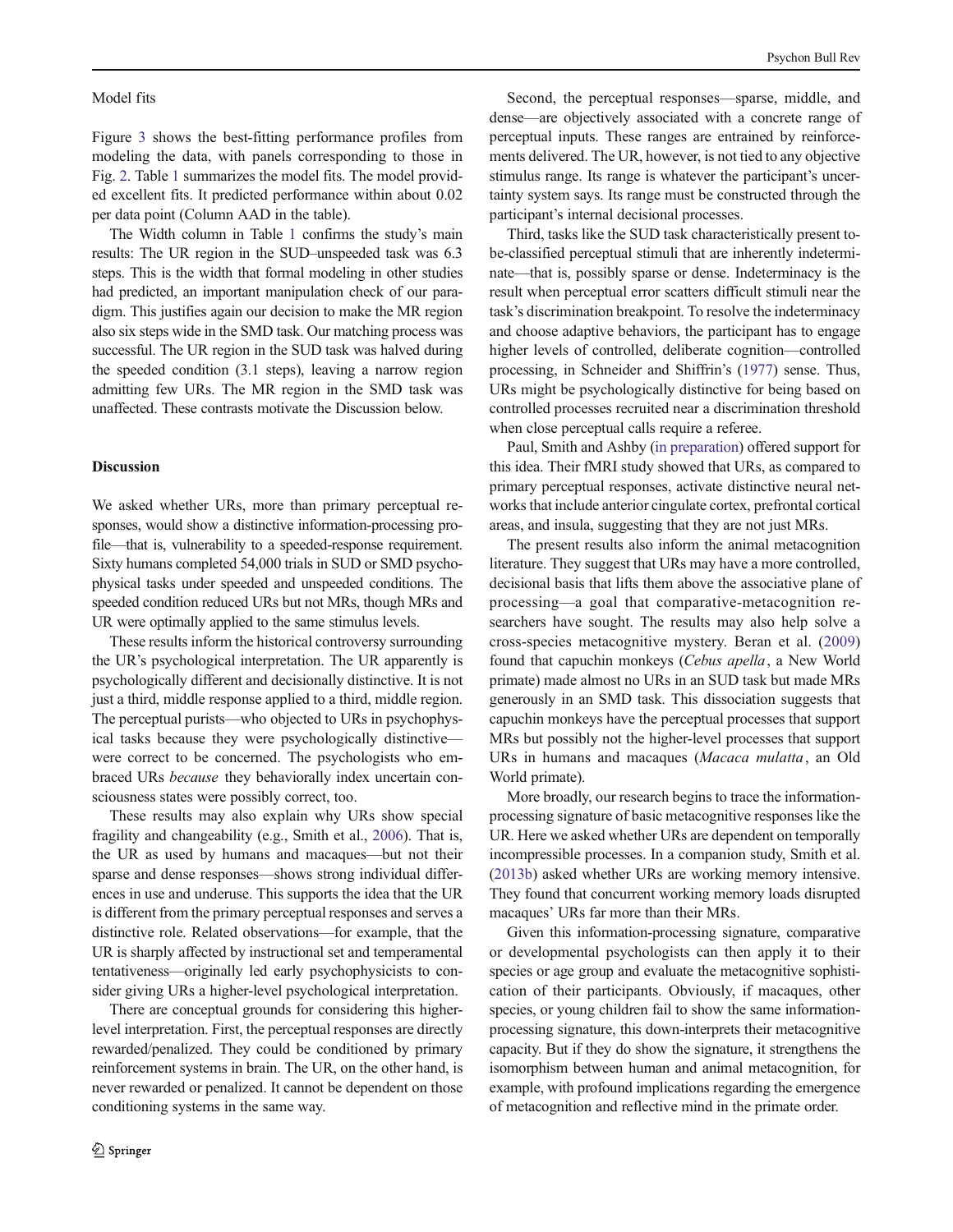### Model fits

Figure 3 shows the best-fitting performance profiles from modeling the data, with panels corresponding to those in Fig. 2. Table 1 summarizes the model fits. The model provided excellent fits. It predicted performance within about 0.02 per data point (Column AAD in the table).

The Width column in Table 1 confirms the study's main results: The UR region in the SUD–unspeeded task was 6.3 steps. This is the width that formal modeling in other studies had predicted, an important manipulation check of our paradigm. This justifies again our decision to make the MR region also six steps wide in the SMD task. Our matching process was successful. The UR region in the SUD task was halved during the speeded condition (3.1 steps), leaving a narrow region admitting few URs. The MR region in the SMD task was unaffected. These contrasts motivate the Discussion below.

## Discussion

We asked whether URs, more than primary perceptual responses, would show a distinctive information-processing profile—that is, vulnerability to a speeded-response requirement. Sixty humans completed 54,000 trials in SUD or SMD psychophysical tasks under speeded and unspeeded conditions. The speeded condition reduced URs but not MRs, though MRs and UR were optimally applied to the same stimulus levels.

These results inform the historical controversy surrounding the UR's psychological interpretation. The UR apparently is psychologically different and decisionally distinctive. It is not just a third, middle response applied to a third, middle region. The perceptual purists—who objected to URs in psychophysical tasks because they were psychologically distinctive—were correct to be concerned. The psychologists who embraced URs *because* they behaviorally index uncertain consciousness states were possibly correct, too.

These results may also explain why URs show special fragility and changeability (e.g., Smith et al., 2006). That is, the UR as used by humans and macaques—but not their sparse and dense responses—shows strong individual differences in use and underuse. This supports the idea that the UR is different from the primary perceptual responses and serves a distinctive role. Related observations—for example, that the UR is sharply affected by instructional set and temperamental tentativeness—originally led early psychophysicists to consider giving URs a higher-level psychological interpretation.

There are conceptual grounds for considering this higher-level interpretation. First, the perceptual responses are directly rewarded/penalized. They could be conditioned by primary reinforcement systems in brain. The UR, on the other hand, is never rewarded or penalized. It cannot be dependent on those conditioning systems in the same way.

Second, the perceptual responses—sparse, middle, and dense—are objectively associated with a concrete range of perceptual inputs. These ranges are entrained by reinforcements delivered. The UR, however, is not tied to any objective stimulus range. Its range is whatever the participant's uncertainty system says. Its range must be constructed through the participant's internal decisional processes.

Third, tasks like the SUD task characteristically present to-be-classified perceptual stimuli that are inherently indeterminate—that is, possibly sparse or dense. Indeterminacy is the result when perceptual error scatters difficult stimuli near the task's discrimination breakpoint. To resolve the indeterminacy and choose adaptive behaviors, the participant has to engage higher levels of controlled, deliberate cognition—controlled processing, in Schneider and Shiffrin's (1977) sense. Thus, URs might be psychologically distinctive for being based on controlled processes recruited near a discrimination threshold when close perceptual calls require a referee.

Paul, Smith and Ashby (in preparation) offered support for this idea. Their fMRI study showed that URs, as compared to primary perceptual responses, activate distinctive neural networks that include anterior cingulate cortex, prefrontal cortical areas, and insula, suggesting that they are not just MRs.

The present results also inform the animal metacognition literature. They suggest that URs may have a more controlled, decisional basis that lifts them above the associative plane of processing—a goal that comparative-metacognition researchers have sought. The results may also help solve a cross-species metacognitive mystery. Beran et al. (2009) found that capuchin monkeys (*Cebus apella*, a New World primate) made almost no URs in an SUD task but made MRs generously in an SMD task. This dissociation suggests that capuchin monkeys have the perceptual processes that support MRs but possibly not the higher-level processes that support URs in humans and macaques (*Macaca mulatta*, an Old World primate).

More broadly, our research begins to trace the information-processing signature of basic metacognitive responses like the UR. Here we asked whether URs are dependent on temporally incompressible processes. In a companion study, Smith et al. (2013b) asked whether URs are working memory intensive. They found that concurrent working memory loads disrupted macaques' URs far more than their MRs.

Given this information-processing signature, comparative or developmental psychologists can then apply it to their species or age group and evaluate the metacognitive sophistication of their participants. Obviously, if macaques, other species, or young children fail to show the same information-processing signature, this down-interprets their metacognitive capacity. But if they do show the signature, it strengthens the isomorphism between human and animal metacognition, for example, with profound implications regarding the emergence of metacognition and reflective mind in the primate order.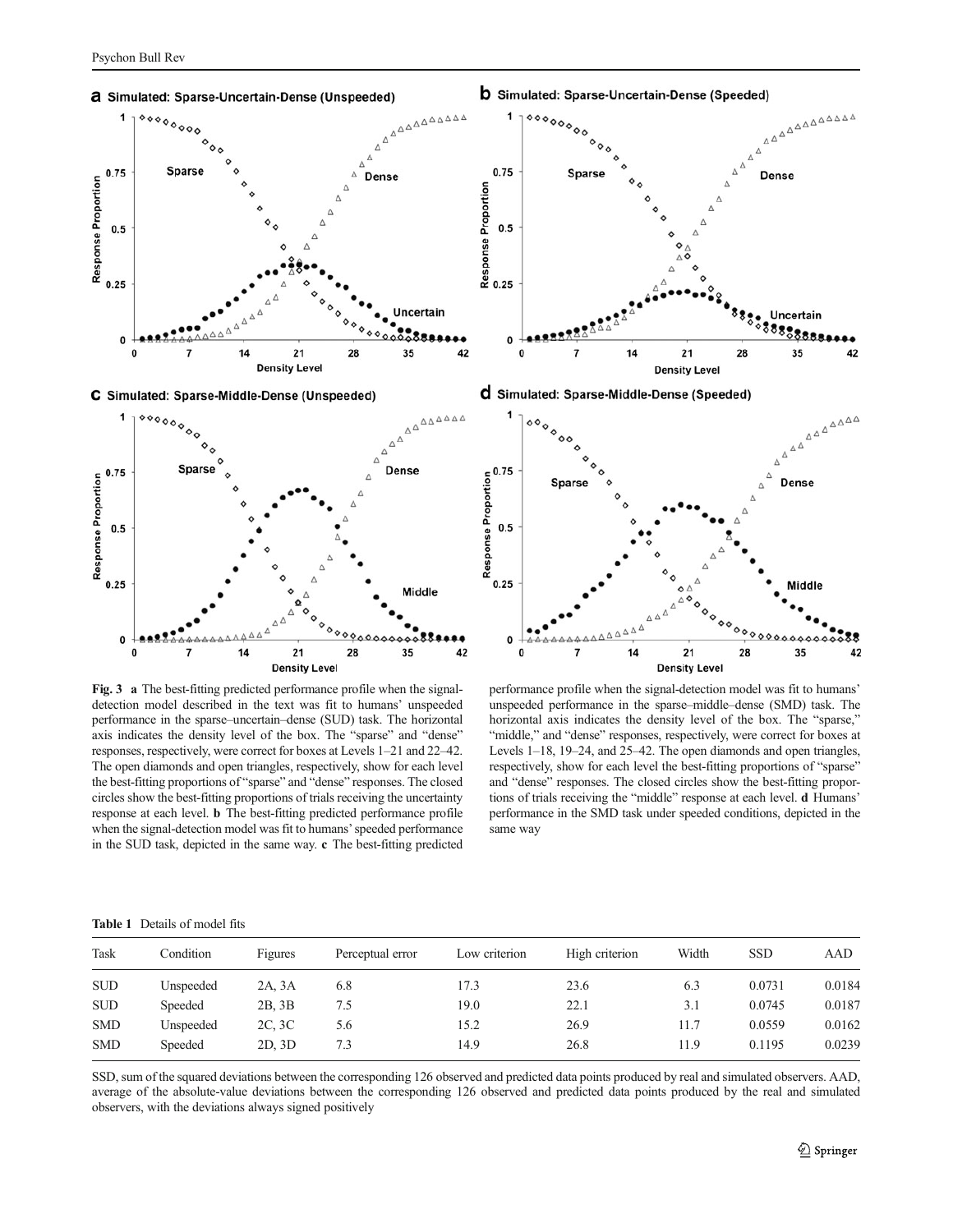**Fig. 3** **a** The best-fitting predicted performance profile when the signal-detection model described in the text was fit to humans' unspeeded performance in the sparse–uncertain–dense (SUD) task. The horizontal axis indicates the density level of the box. The "sparse" and "dense" responses, respectively, were correct for boxes at Levels 1–21 and 22–42. The open diamonds and open triangles, respectively, show for each level the best-fitting proportions of "sparse" and "dense" responses. The closed circles show the best-fitting proportions of trials receiving the uncertainty response at each level. **b** The best-fitting predicted performance profile when the signal-detection model was fit to humans' speeded performance in the SUD task, depicted in the same way. **c** The best-fitting predicted performance profile when the signal-detection model was fit to humans' unspeeded performance in the sparse–middle–dense (SMD) task. The horizontal axis indicates the density level of the box. The "sparse," "middle," and "dense" responses, respectively, were correct for boxes at Levels 1–18, 19–24, and 25–42. The open diamonds and open triangles, respectively, show for each level the best-fitting proportions of "sparse" and "dense" responses. The closed circles show the best-fitting proportions of trials receiving the "middle" response at each level. **d** Humans' performance in the SMD task under speeded conditions, depicted in the same way

**Table 1** Details of model fits

| Task | Condition | Figures | Perceptual error | Low criterion | High criterion | Width | SSD | AAD |
|---|---|---|---|---|---|---|---|---|
| SUD | Unspeeded | 2A, 3A | 6.8 | 17.3 | 23.6 | 6.3 | 0.0731 | 0.0184 |
| SUD | Speeded | 2B, 3B | 7.5 | 19.0 | 22.1 | 3.1 | 0.0745 | 0.0187 |
| SMD | Unspeeded | 2C, 3C | 5.6 | 15.2 | 26.9 | 11.7 | 0.0559 | 0.0162 |
| SMD | Speeded | 2D, 3D | 7.3 | 14.9 | 26.8 | 11.9 | 0.1195 | 0.0239 |

SSD, sum of the squared deviations between the corresponding 126 observed and predicted data points produced by real and simulated observers. AAD, average of the absolute-value deviations between the corresponding 126 observed and predicted data points produced by the real and simulated observers, with the deviations always signed positively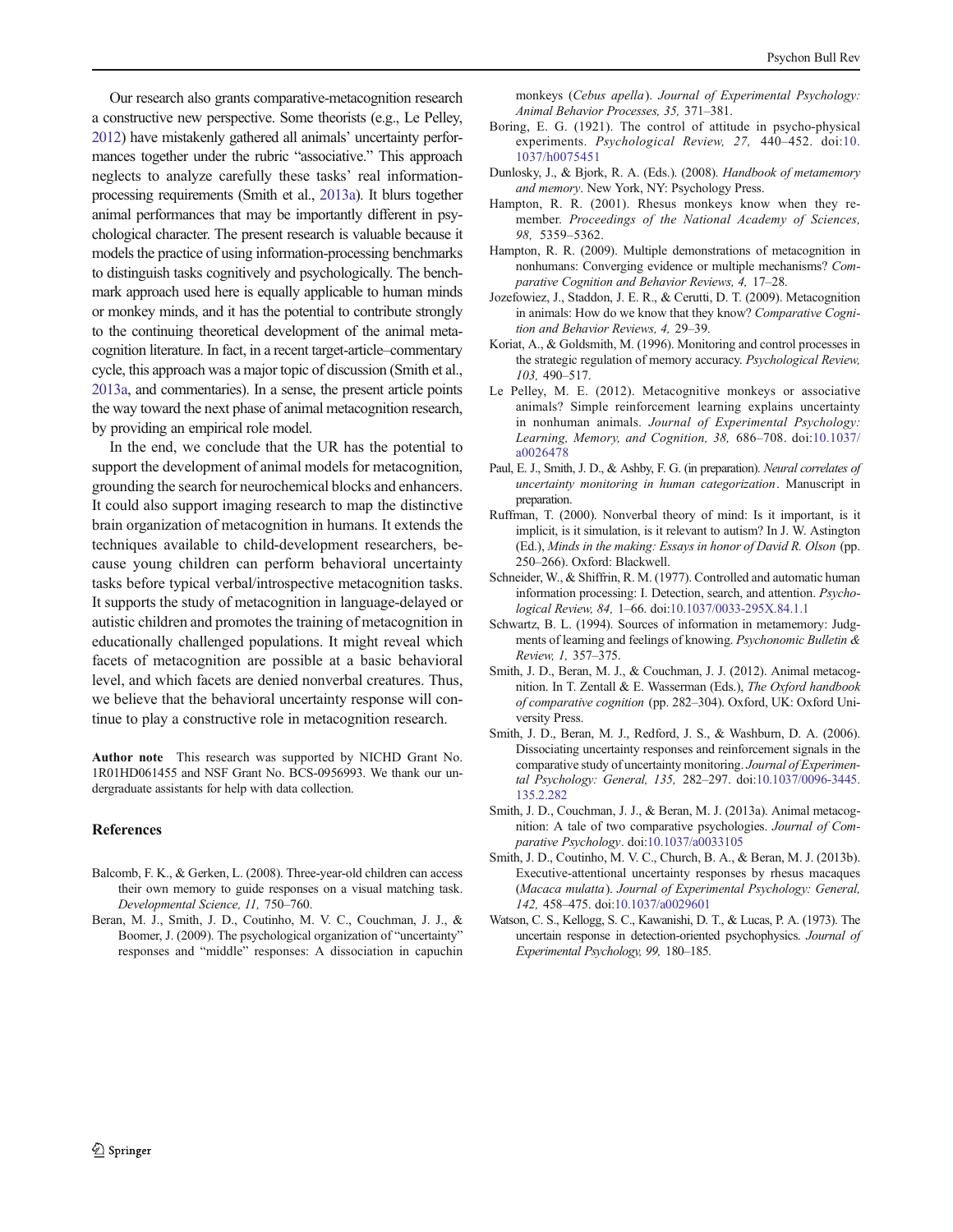Our research also grants comparative-metacognition research a constructive new perspective. Some theorists (e.g., Le Pelley, 2012) have mistakenly gathered all animals' uncertainty performances together under the rubric "associative." This approach neglects to analyze carefully these tasks' real information-processing requirements (Smith et al., 2013a). It blurs together animal performances that may be importantly different in psychological character. The present research is valuable because it models the practice of using information-processing benchmarks to distinguish tasks cognitively and psychologically. The benchmark approach used here is equally applicable to human minds or monkey minds, and it has the potential to contribute strongly to the continuing theoretical development of the animal metacognition literature. In fact, in a recent target-article–commentary cycle, this approach was a major topic of discussion (Smith et al., 2013a, and commentaries). In a sense, the present article points the way toward the next phase of animal metacognition research, by providing an empirical role model.

In the end, we conclude that the UR has the potential to support the development of animal models for metacognition, grounding the search for neurochemical blocks and enhancers. It could also support imaging research to map the distinctive brain organization of metacognition in humans. It extends the techniques available to child-development researchers, because young children can perform behavioral uncertainty tasks before typical verbal/introspective metacognition tasks. It supports the study of metacognition in language-delayed or autistic children and promotes the training of metacognition in educationally challenged populations. It might reveal which facets of metacognition are possible at a basic behavioral level, and which facets are denied nonverbal creatures. Thus, we believe that the behavioral uncertainty response will continue to play a constructive role in metacognition research.

**Author note** This research was supported by NICHD Grant No. 1R01HD061455 and NSF Grant No. BCS-0956993. We thank our undergraduate assistants for help with data collection.

## References

Balcomb, F. K., & Gerken, L. (2008). Three-year-old children can access their own memory to guide responses on a visual matching task. *Developmental Science, 11,* 750–760.

Beran, M. J., Smith, J. D., Coutinho, M. V. C., Couchman, J. J., & Boomer, J. (2009). The psychological organization of "uncertainty" responses and "middle" responses: A dissociation in capuchin monkeys (*Cebus apella*). *Journal of Experimental Psychology: Animal Behavior Processes, 35,* 371–381.

Boring, E. G. (1921). The control of attitude in psycho-physical experiments. *Psychological Review, 27,* 440–452. doi:10.1037/h0075451

Dunlosky, J., & Bjork, R. A. (Eds.). (2008). *Handbook of metamemory and memory*. New York, NY: Psychology Press.

Hampton, R. R. (2001). Rhesus monkeys know when they remember. *Proceedings of the National Academy of Sciences, 98,* 5359–5362.

Hampton, R. R. (2009). Multiple demonstrations of metacognition in nonhumans: Converging evidence or multiple mechanisms? *Comparative Cognition and Behavior Reviews, 4,* 17–28.

Jozefowiez, J., Staddon, J. E. R., & Cerutti, D. T. (2009). Metacognition in animals: How do we know that they know? *Comparative Cognition and Behavior Reviews, 4,* 29–39.

Koriat, A., & Goldsmith, M. (1996). Monitoring and control processes in the strategic regulation of memory accuracy. *Psychological Review, 103,* 490–517.

Le Pelley, M. E. (2012). Metacognitive monkeys or associative animals? Simple reinforcement learning explains uncertainty in nonhuman animals. *Journal of Experimental Psychology: Learning, Memory, and Cognition, 38,* 686–708. doi:10.1037/a0026478

Paul, E. J., Smith, J. D., & Ashby, F. G. (in preparation). *Neural correlates of uncertainty monitoring in human categorization*. Manuscript in preparation.

Ruffman, T. (2000). Nonverbal theory of mind: Is it important, is it implicit, is it simulation, is it relevant to autism? In J. W. Astington (Ed.), *Minds in the making: Essays in honor of David R. Olson* (pp. 250–266). Oxford: Blackwell.

Schneider, W., & Shiffrin, R. M. (1977). Controlled and automatic human information processing: I. Detection, search, and attention. *Psychological Review, 84,* 1–66. doi:10.1037/0033-295X.84.1.1

Schwartz, B. L. (1994). Sources of information in metamemory: Judgments of learning and feelings of knowing. *Psychonomic Bulletin & Review, 1,* 357–375.

Smith, J. D., Beran, M. J., & Couchman, J. J. (2012). Animal metacognition. In T. Zentall & E. Wasserman (Eds.), *The Oxford handbook of comparative cognition* (pp. 282–304). Oxford, UK: Oxford University Press.

Smith, J. D., Beran, M. J., Redford, J. S., & Washburn, D. A. (2006). Dissociating uncertainty responses and reinforcement signals in the comparative study of uncertainty monitoring. *Journal of Experimental Psychology: General, 135,* 282–297. doi:10.1037/0096-3445.135.2.282

Smith, J. D., Couchman, J. J., & Beran, M. J. (2013a). Animal metacognition: A tale of two comparative psychologies. *Journal of Comparative Psychology*. doi:10.1037/a0033105

Smith, J. D., Coutinho, M. V. C., Church, B. A., & Beran, M. J. (2013b). Executive-attentional uncertainty responses by rhesus macaques (*Macaca mulatta*). *Journal of Experimental Psychology: General, 142,* 458–475. doi:10.1037/a0029601

Watson, C. S., Kellogg, S. C., Kawanishi, D. T., & Lucas, P. A. (1973). The uncertain response in detection-oriented psychophysics. *Journal of Experimental Psychology, 99,* 180–185.